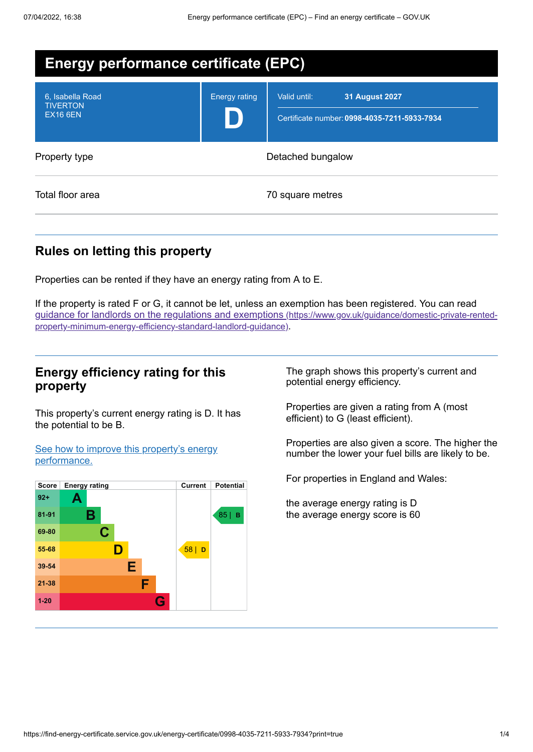# Energy performance certificate (EPC)

| | | |
|---|---|---|
| 6, Isabella Road<br>TIVERTON<br>EX16 6EN | Energy rating<br>**D** | Valid until: **31 August 2027**<br>Certificate number: **0998-4035-7211-5933-7934** |

| | |
|---|---|
| Property type | Detached bungalow |
| Total floor area | 70 square metres |

## Rules on letting this property

Properties can be rented if they have an energy rating from A to E.

If the property is rated F or G, it cannot be let, unless an exemption has been registered. You can read [guidance for landlords on the regulations and exemptions](https://www.gov.uk/guidance/domestic-private-rented-property-minimum-energy-efficiency-standard-landlord-guidance) (https://www.gov.uk/guidance/domestic-private-rented-property-minimum-energy-efficiency-standard-landlord-guidance).

## Energy efficiency rating for this property

This property's current energy rating is D. It has the potential to be B.

[See how to improve this property's energy performance.]()

| Score | Energy rating | Current | Potential |
|---|---|---|---|
| 92+ | A | | |
| 81-91 | B | | 85 \| B |
| 69-80 | C | | |
| 55-68 | D | 58 \| D | |
| 39-54 | E | | |
| 21-38 | F | | |
| 1-20 | G | | |

The graph shows this property's current and potential energy efficiency.

Properties are given a rating from A (most efficient) to G (least efficient).

Properties are also given a score. The higher the number the lower your fuel bills are likely to be.

For properties in England and Wales:

the average energy rating is D
the average energy score is 60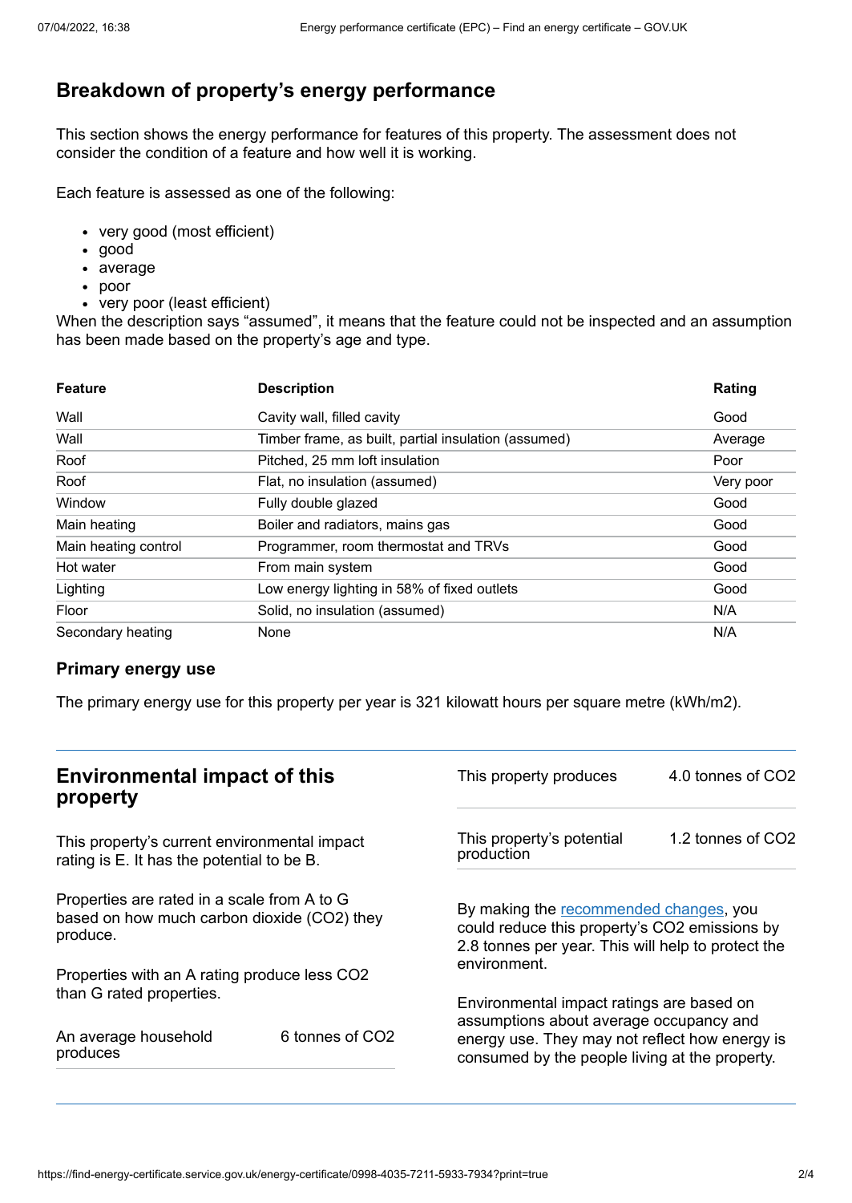## Breakdown of property's energy performance

This section shows the energy performance for features of this property. The assessment does not consider the condition of a feature and how well it is working.

Each feature is assessed as one of the following:

- very good (most efficient)
- good
- average
- poor
- very poor (least efficient)

When the description says "assumed", it means that the feature could not be inspected and an assumption has been made based on the property's age and type.

| Feature | Description | Rating |
|---|---|---|
| Wall | Cavity wall, filled cavity | Good |
| Wall | Timber frame, as built, partial insulation (assumed) | Average |
| Roof | Pitched, 25 mm loft insulation | Poor |
| Roof | Flat, no insulation (assumed) | Very poor |
| Window | Fully double glazed | Good |
| Main heating | Boiler and radiators, mains gas | Good |
| Main heating control | Programmer, room thermostat and TRVs | Good |
| Hot water | From main system | Good |
| Lighting | Low energy lighting in 58% of fixed outlets | Good |
| Floor | Solid, no insulation (assumed) | N/A |
| Secondary heating | None | N/A |

### Primary energy use

The primary energy use for this property per year is 321 kilowatt hours per square metre (kWh/m2).

## Environmental impact of this property

This property's current environmental impact rating is E. It has the potential to be B.

Properties are rated in a scale from A to G based on how much carbon dioxide ($CO_2$) they produce.

Properties with an A rating produce less $CO_2$ than G rated properties.

| | |
|---|---|
| An average household produces | 6 tonnes of $CO_2$ |
| This property produces | 4.0 tonnes of $CO_2$ |
| This property's potential production | 1.2 tonnes of $CO_2$ |

By making the recommended changes, you could reduce this property's $CO_2$ emissions by 2.8 tonnes per year. This will help to protect the environment.

Environmental impact ratings are based on assumptions about average occupancy and energy use. They may not reflect how energy is consumed by the people living at the property.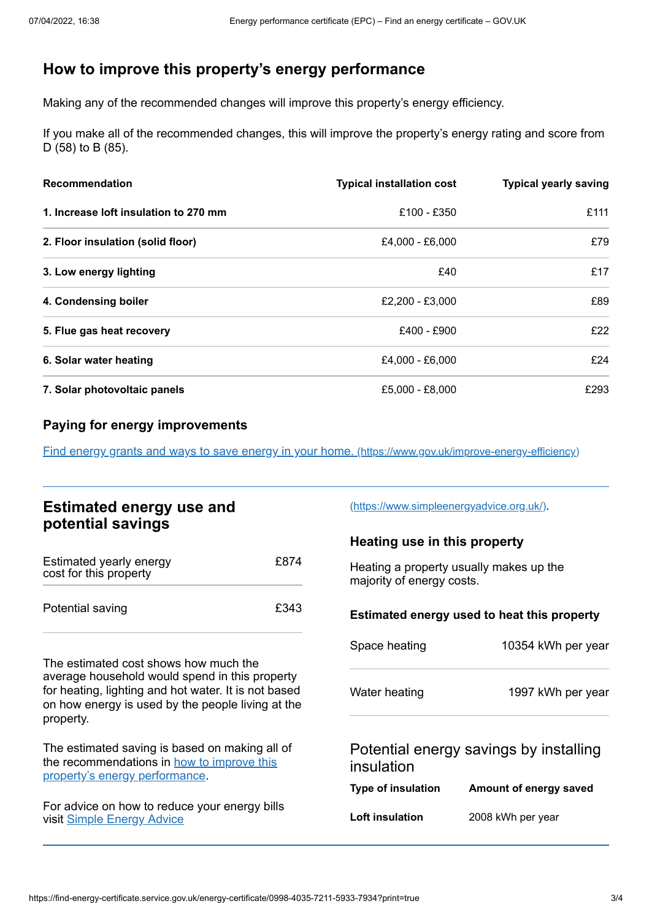## How to improve this property's energy performance

Making any of the recommended changes will improve this property's energy efficiency.

If you make all of the recommended changes, this will improve the property's energy rating and score from D (58) to B (85).

| Recommendation | Typical installation cost | Typical yearly saving |
|---|---|---|
| **1. Increase loft insulation to 270 mm** | £100 - £350 | £111 |
| **2. Floor insulation (solid floor)** | £4,000 - £6,000 | £79 |
| **3. Low energy lighting** | £40 | £17 |
| **4. Condensing boiler** | £2,200 - £3,000 | £89 |
| **5. Flue gas heat recovery** | £400 - £900 | £22 |
| **6. Solar water heating** | £4,000 - £6,000 | £24 |
| **7. Solar photovoltaic panels** | £5,000 - £8,000 | £293 |

### Paying for energy improvements

[Find energy grants and ways to save energy in your home. (https://www.gov.uk/improve-energy-efficiency)](https://www.gov.uk/improve-energy-efficiency)

## Estimated energy use and potential savings

| | |
|---|---|
| Estimated yearly energy cost for this property | £874 |
| Potential saving | £343 |

The estimated cost shows how much the average household would spend in this property for heating, lighting and hot water. It is not based on how energy is used by the people living at the property.

The estimated saving is based on making all of the recommendations in [how to improve this property's energy performance](#).

For advice on how to reduce your energy bills visit [Simple Energy Advice (https://www.simpleenergyadvice.org.uk/)](https://www.simpleenergyadvice.org.uk/).

### Heating use in this property

Heating a property usually makes up the majority of energy costs.

### Estimated energy used to heat this property

| | |
|---|---|
| Space heating | 10354 kWh per year |
| Water heating | 1997 kWh per year |

### Potential energy savings by installing insulation

| Type of insulation | Amount of energy saved |
|---|---|
| **Loft insulation** | 2008 kWh per year |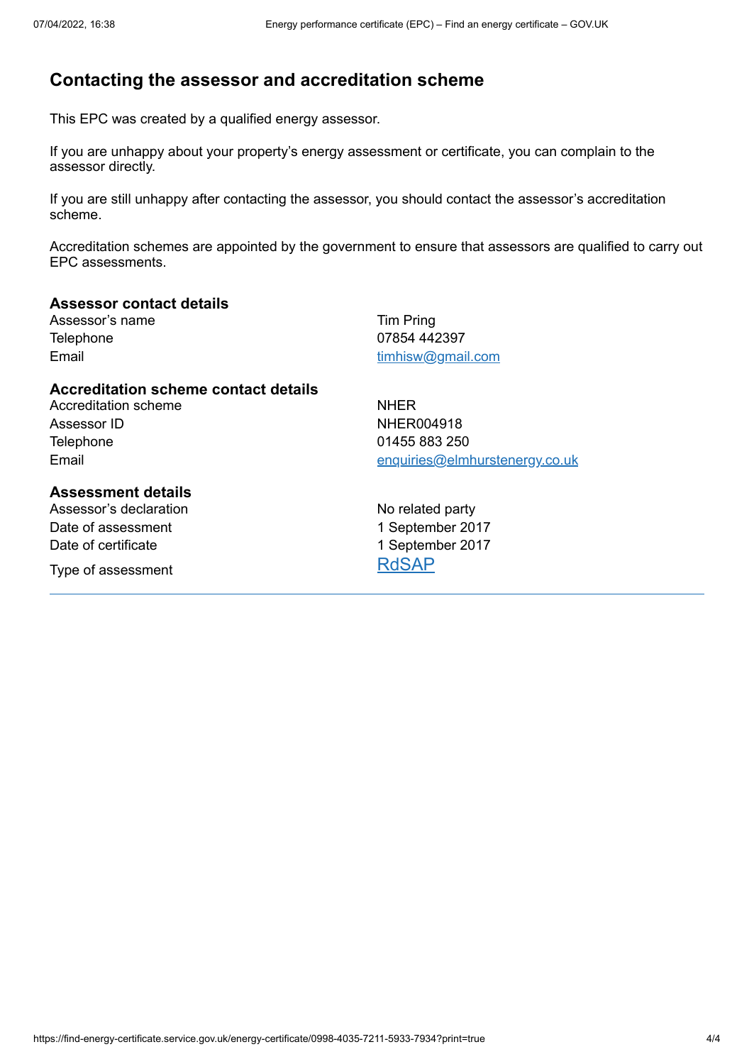## Contacting the assessor and accreditation scheme

This EPC was created by a qualified energy assessor.

If you are unhappy about your property's energy assessment or certificate, you can complain to the assessor directly.

If you are still unhappy after contacting the assessor, you should contact the assessor's accreditation scheme.

Accreditation schemes are appointed by the government to ensure that assessors are qualified to carry out EPC assessments.

### Assessor contact details

| | |
|---|---|
| Assessor's name | Tim Pring |
| Telephone | 07854 442397 |
| Email | timhisw@gmail.com |

### Accreditation scheme contact details

| | |
|---|---|
| Accreditation scheme | NHER |
| Assessor ID | NHER004918 |
| Telephone | 01455 883 250 |
| Email | enquiries@elmhurstenergy.co.uk |

### Assessment details

| | |
|---|---|
| Assessor's declaration | No related party |
| Date of assessment | 1 September 2017 |
| Date of certificate | 1 September 2017 |
| Type of assessment | RdSAP |